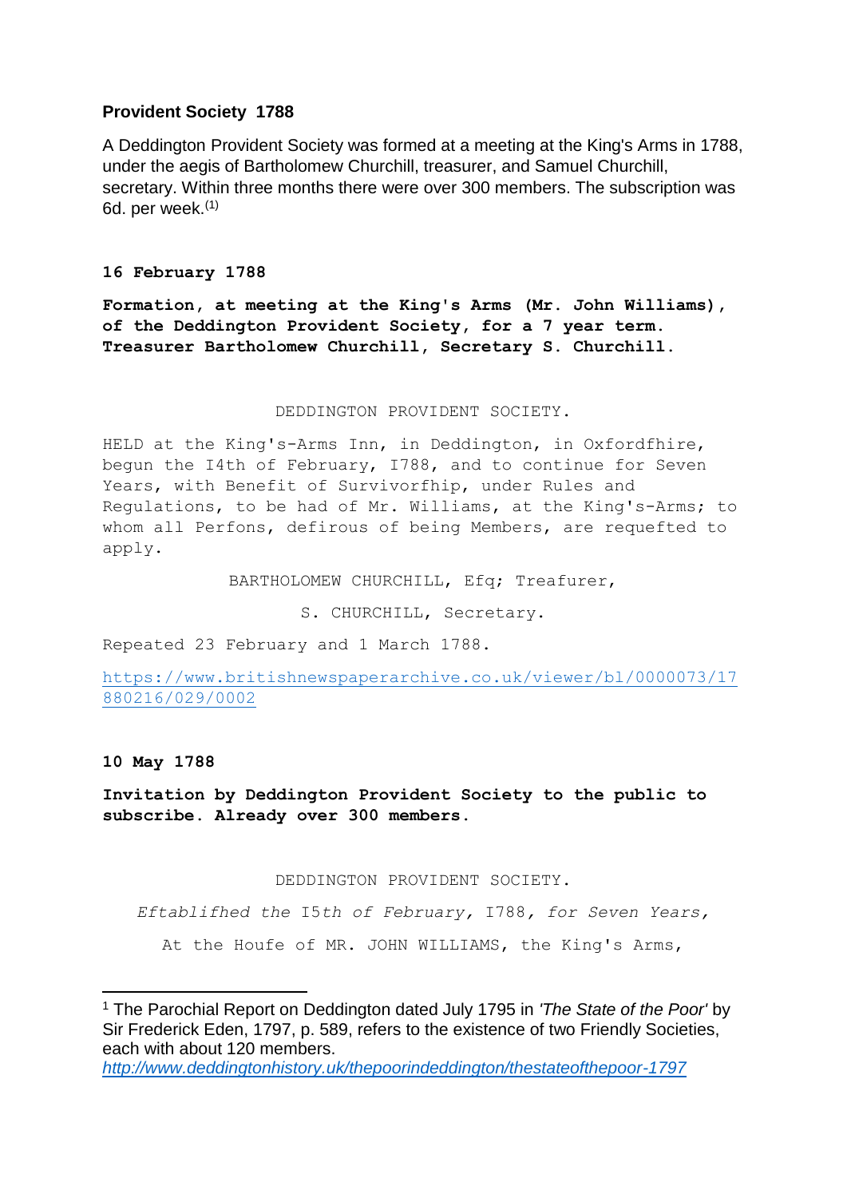## Provident Society 1788

A Deddington Provident Society was formed at a meeting at the King's Arms in 1788, under the aegis of Bartholomew Churchill, treasurer, and Samuel Churchill, secretary. Within three months there were over 300 members. The subscription was 6d. per week.[1]

### 16 February 1788

**Formation, at meeting at the King's Arms (Mr. John Williams), of the Deddington Provident Society, for a 7 year term. Treasurer Bartholomew Churchill, Secretary S. Churchill.**

DEDDINGTON PROVIDENT SOCIETY.

HELD at the King's-Arms Inn, in Deddington, in Oxfordfhire, begun the I4th of February, I788, and to continue for Seven Years, with Benefit of Survivorfhip, under Rules and Regulations, to be had of Mr. Williams, at the King's-Arms; to whom all Perfons, defirous of being Members, are requefted to apply.

BARTHOLOMEW CHURCHILL, Efq; Treafurer,

S. CHURCHILL, Secretary.

Repeated 23 February and 1 March 1788.

https://www.britishnewspaperarchive.co.uk/viewer/bl/0000073/17880216/029/0002

### 10 May 1788

**Invitation by Deddington Provident Society to the public to subscribe. Already over 300 members.**

DEDDINGTON PROVIDENT SOCIETY.

*Eftablifhed the I5th of February, I788, for Seven Years,*

At the Houfe of MR. JOHN WILLIAMS, the King's Arms,

---

[1] The Parochial Report on Deddington dated July 1795 in *'The State of the Poor'* by Sir Frederick Eden, 1797, p. 589, refers to the existence of two Friendly Societies, each with about 120 members.
*http://www.deddingtonhistory.uk/thepoorindeddington/thestateofthepoor-1797*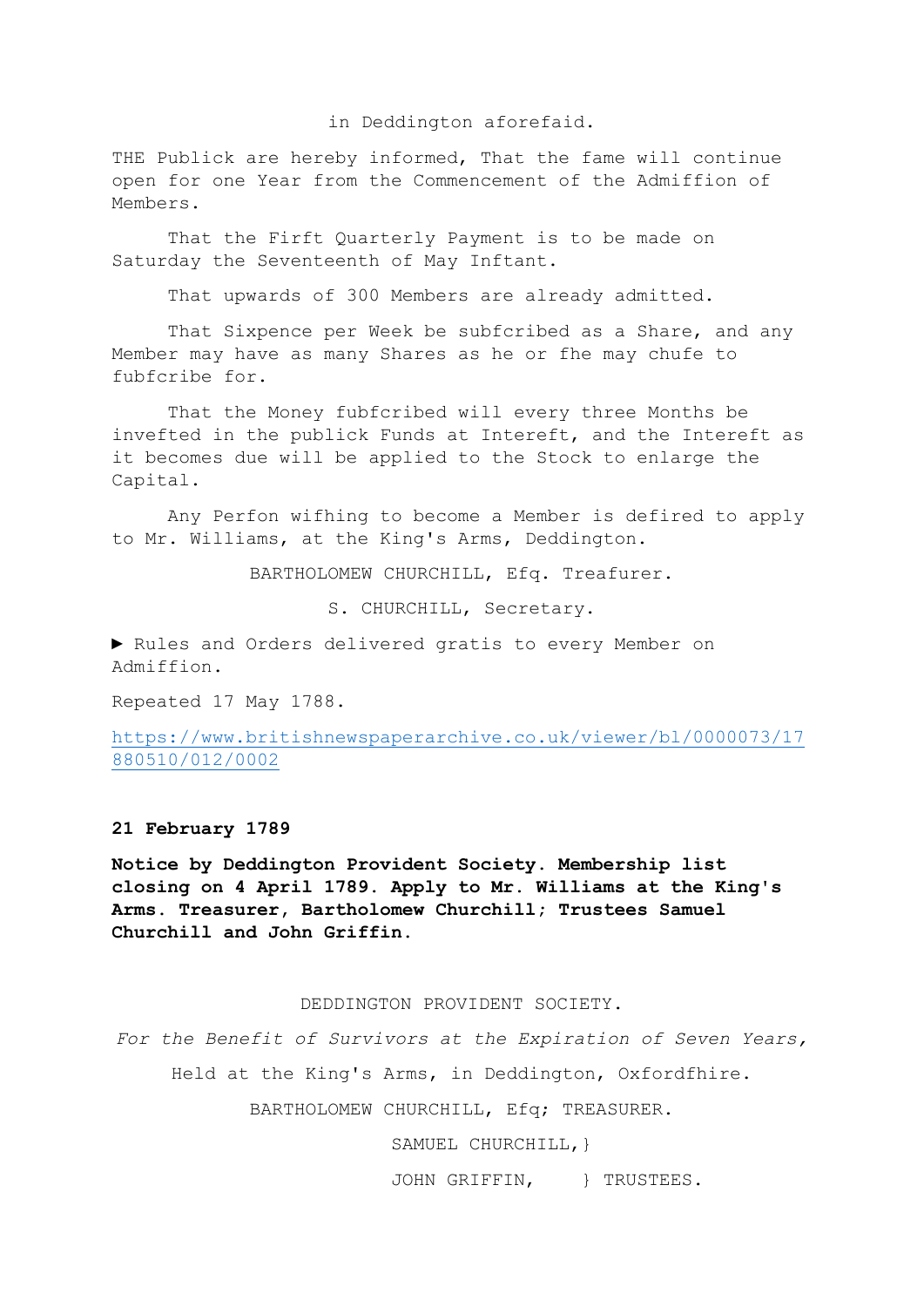in Deddington aforefaid.

THE Publick are hereby informed, That the fame will continue open for one Year from the Commencement of the Admiffion of Members.

That the Firft Quarterly Payment is to be made on Saturday the Seventeenth of May Inftant.

That upwards of 300 Members are already admitted.

That Sixpence per Week be fubfcribed as a Share, and any Member may have as many Shares as he or fhe may chufe to fubfcribe for.

That the Money fubfcribed will every three Months be invefted in the publick Funds at Intereft, and the Intereft as it becomes due will be applied to the Stock to enlarge the Capital.

Any Perfon wifhing to become a Member is defired to apply to Mr. Williams, at the King's Arms, Deddington.

BARTHOLOMEW CHURCHILL, Efq. Treafurer.

S. CHURCHILL, Secretary.

► Rules and Orders delivered gratis to every Member on Admiffion.

Repeated 17 May 1788.

https://www.britishnewspaperarchive.co.uk/viewer/bl/0000073/17880510/012/0002

**21 February 1789**

**Notice by Deddington Provident Society. Membership list closing on 4 April 1789. Apply to Mr. Williams at the King's Arms. Treasurer, Bartholomew Churchill; Trustees Samuel Churchill and John Griffin.**

DEDDINGTON PROVIDENT SOCIETY.

*For the Benefit of Survivors at the Expiration of Seven Years,*

Held at the King's Arms, in Deddington, Oxfordfhire.

BARTHOLOMEW CHURCHILL, Efq; TREASURER.

SAMUEL CHURCHILL,}

JOHN GRIFFIN, } TRUSTEES.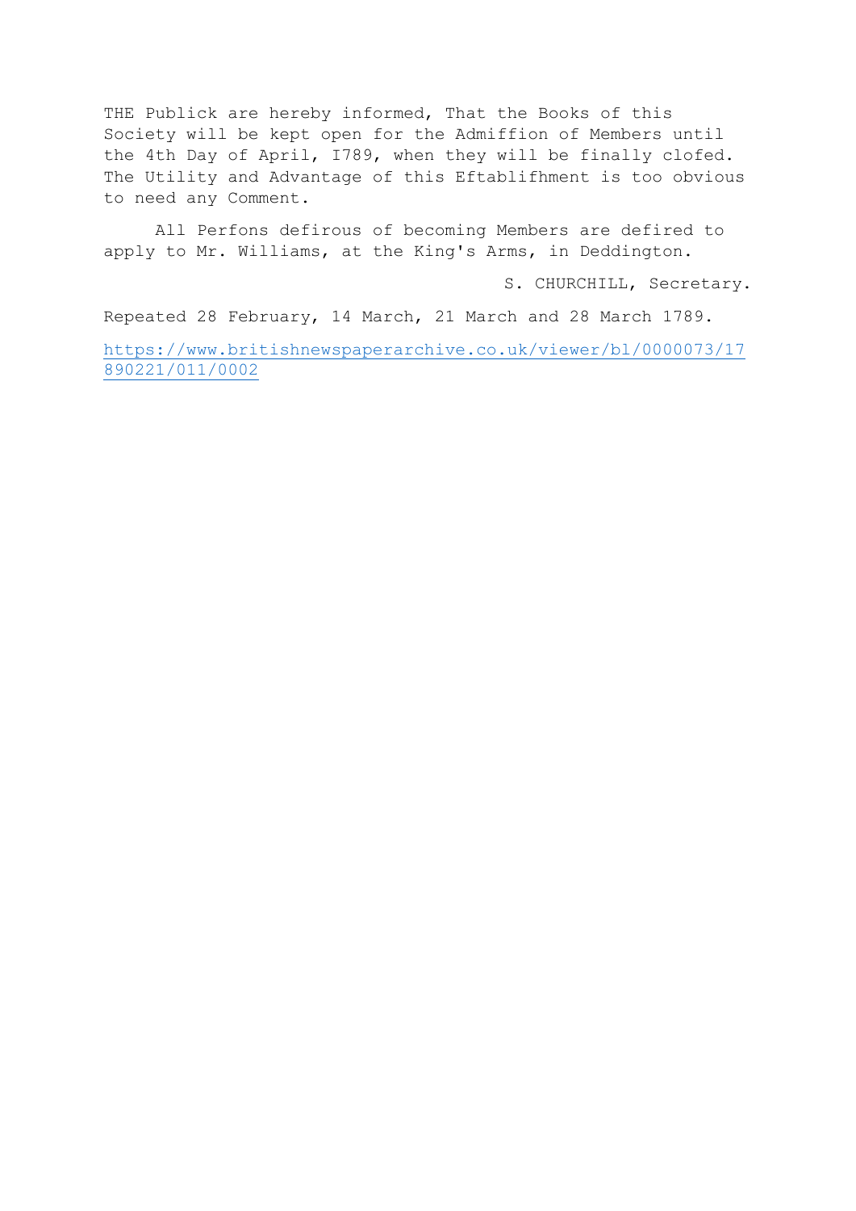THE Publick are hereby informed, That the Books of this Society will be kept open for the Admiffion of Members until the 4th Day of April, I789, when they will be finally clofed. The Utility and Advantage of this Eftablifhment is too obvious to need any Comment.

All Perfons defirous of becoming Members are defired to apply to Mr. Williams, at the King's Arms, in Deddington.

S. CHURCHILL, Secretary.

Repeated 28 February, 14 March, 21 March and 28 March 1789.

https://www.britishnewspaperarchive.co.uk/viewer/bl/0000073/17890221/011/0002